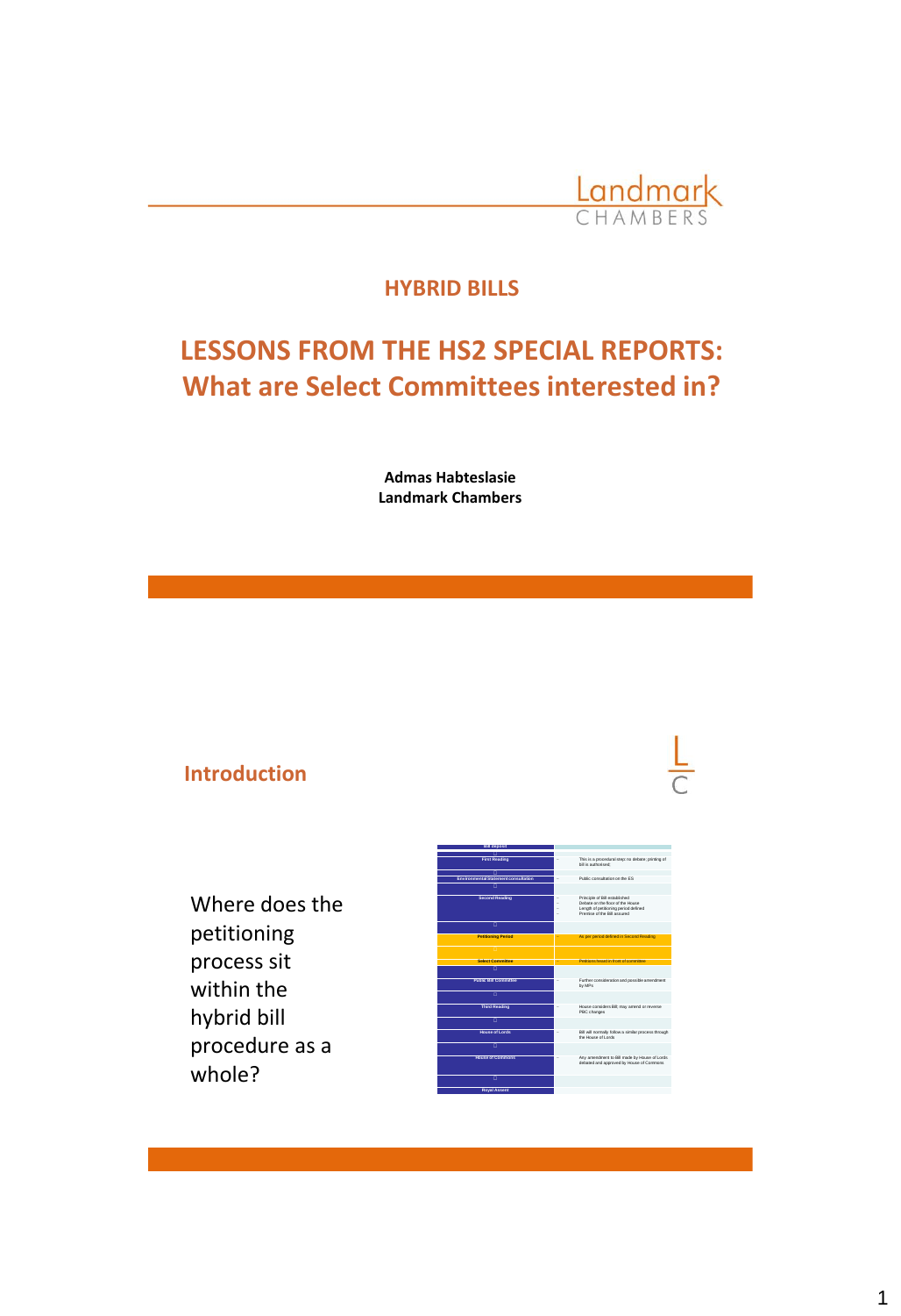Landmark CHAMBERS

## HYBRID BILLS

# LESSONS FROM THE HS2 SPECIAL REPORTS: What are Select Committees interested in?

**Admas Habteslasie**
**Landmark Chambers**

## Introduction

Where does the petitioning process sit within the hybrid bill procedure as a whole?

| Stage | Description |
| --- | --- |
| Bill deposit | |
| First Reading | This is a procedural step: no debate; printing of bill is authorised |
| Environmental Statement consultation | Public consultation on the ES |
| Second Reading | Principle of Bill established; Debate on the floor of the House; Length of petitioning period defined; Premise of the Bill assured |
| Petitioning Period | As per period defined in Second Reading |
| Select Committee | Petitions heard in front of committee |
| Public Bill Committee | Further consideration and possible amendment by MPs |
| Third Reading | House considers Bill; may amend or reverse PBC changes |
| House of Lords | Bill will normally follow a similar process through the House of Lords |
| House of Commons | Any amendment to Bill made by House of Lords debated and approved by House of Commons |
| Royal Assent | |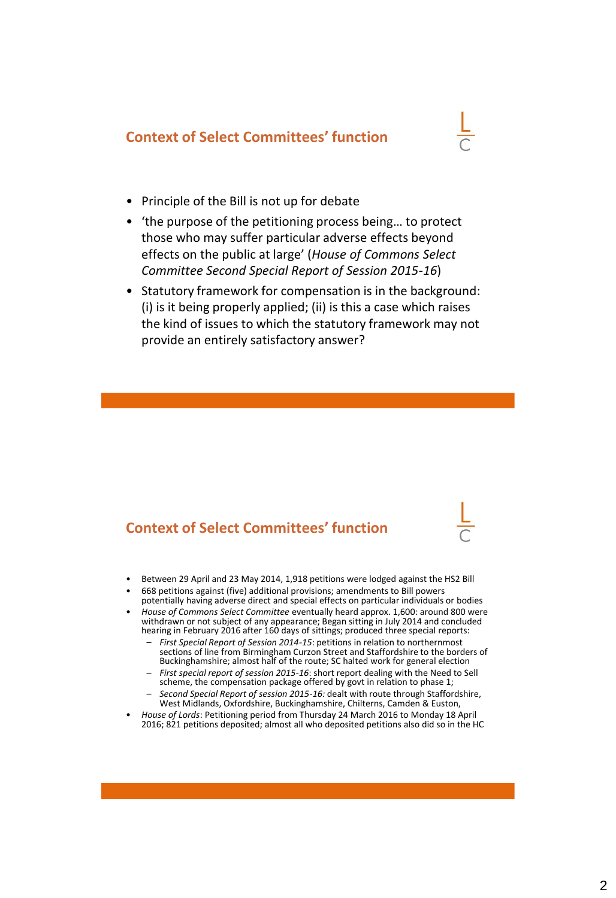## Context of Select Committees' function

- Principle of the Bill is not up for debate
- 'the purpose of the petitioning process being… to protect those who may suffer particular adverse effects beyond effects on the public at large' (*House of Commons Select Committee Second Special Report of Session 2015-16*)
- Statutory framework for compensation is in the background: (i) is it being properly applied; (ii) is this a case which raises the kind of issues to which the statutory framework may not provide an entirely satisfactory answer?

## Context of Select Committees' function

- Between 29 April and 23 May 2014, 1,918 petitions were lodged against the HS2 Bill
- 668 petitions against (five) additional provisions; amendments to Bill powers potentially having adverse direct and special effects on particular individuals or bodies
- *House of Commons Select Committee* eventually heard approx. 1,600: around 800 were withdrawn or not subject of any appearance; Began sitting in July 2014 and concluded hearing in February 2016 after 160 days of sittings; produced three special reports:
  - *First Special Report of Session 2014-15*: petitions in relation to northernmost sections of line from Birmingham Curzon Street and Staffordshire to the borders of Buckinghamshire; almost half of the route; SC halted work for general election
  - *First special report of session 2015-16*: short report dealing with the Need to Sell scheme, the compensation package offered by govt in relation to phase 1;
  - *Second Special Report of session 2015-16:* dealt with route through Staffordshire, West Midlands, Oxfordshire, Buckinghamshire, Chilterns, Camden & Euston,
- *House of Lords*: Petitioning period from Thursday 24 March 2016 to Monday 18 April 2016; 821 petitions deposited; almost all who deposited petitions also did so in the HC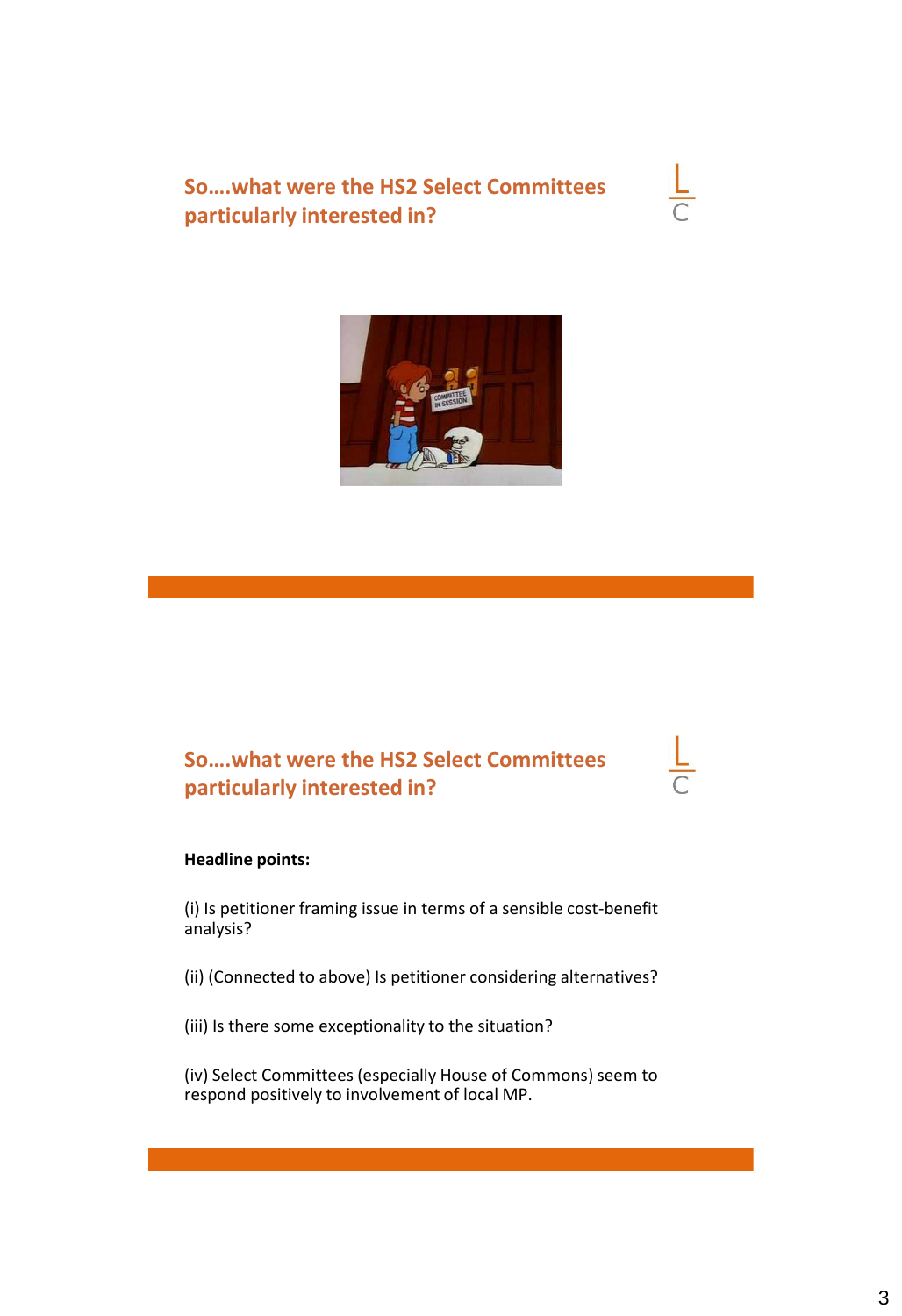## So….what were the HS2 Select Committees particularly interested in?

## So….what were the HS2 Select Committees particularly interested in?

**Headline points:**

(i) Is petitioner framing issue in terms of a sensible cost-benefit analysis?

(ii) (Connected to above) Is petitioner considering alternatives?

(iii) Is there some exceptionality to the situation?

(iv) Select Committees (especially House of Commons) seem to respond positively to involvement of local MP.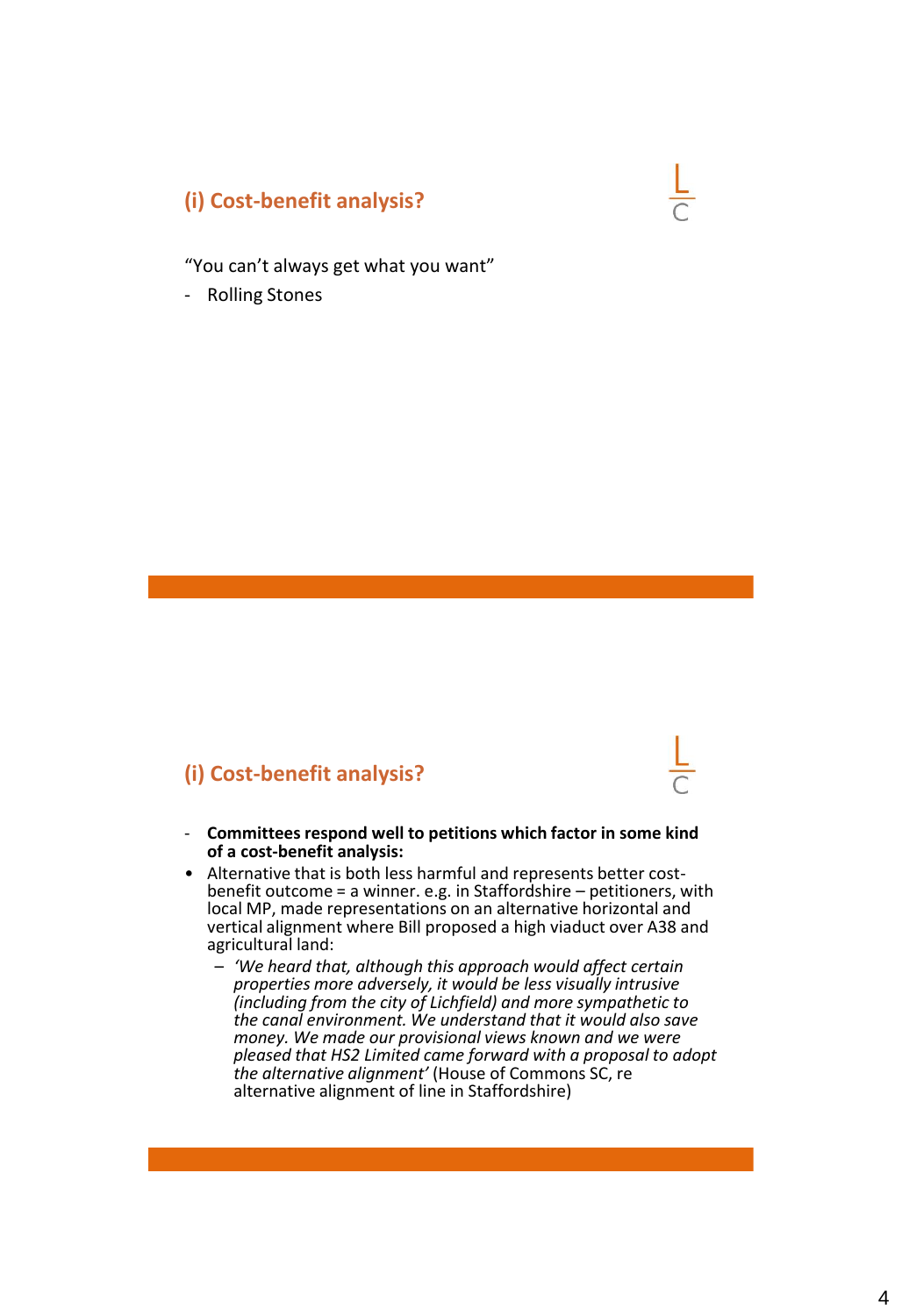## (i) Cost-benefit analysis?

"You can't always get what you want"

- Rolling Stones

## (i) Cost-benefit analysis?

- **Committees respond well to petitions which factor in some kind of a cost-benefit analysis:**

- Alternative that is both less harmful and represents better cost-benefit outcome = a winner. e.g. in Staffordshire – petitioners, with local MP, made representations on an alternative horizontal and vertical alignment where Bill proposed a high viaduct over A38 and agricultural land:
  - *'We heard that, although this approach would affect certain properties more adversely, it would be less visually intrusive (including from the city of Lichfield) and more sympathetic to the canal environment. We understand that it would also save money. We made our provisional views known and we were pleased that HS2 Limited came forward with a proposal to adopt the alternative alignment'* (House of Commons SC, re alternative alignment of line in Staffordshire)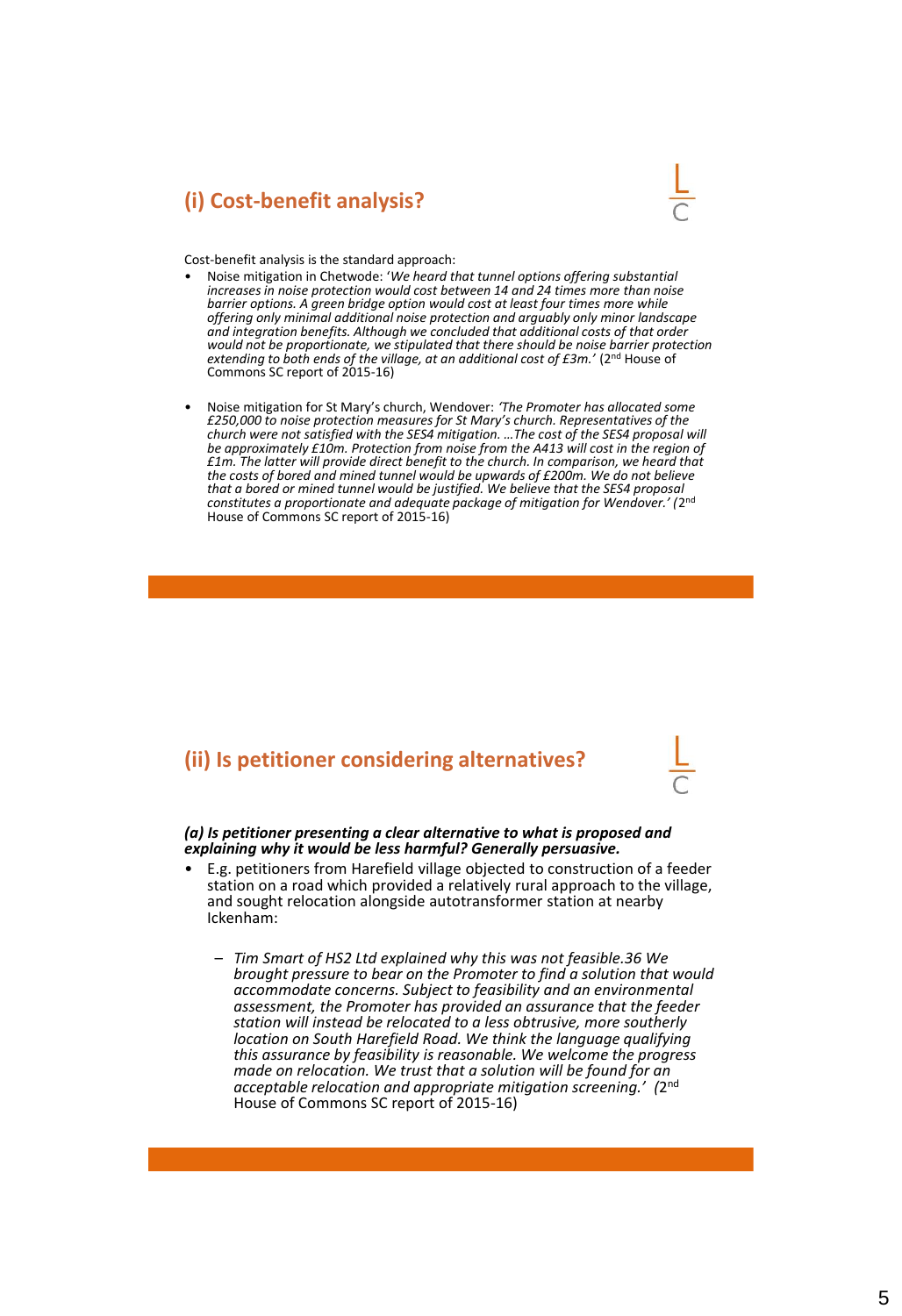## (i) Cost-benefit analysis?

Cost-benefit analysis is the standard approach:

- Noise mitigation in Chetwode: '*We heard that tunnel options offering substantial increases in noise protection would cost between 14 and 24 times more than noise barrier options. A green bridge option would cost at least four times more while offering only minimal additional noise protection and arguably only minor landscape and integration benefits. Although we concluded that additional costs of that order would not be proportionate, we stipulated that there should be noise barrier protection extending to both ends of the village, at an additional cost of £3m.'* (2nd House of Commons SC report of 2015-16)

- Noise mitigation for St Mary's church, Wendover: *'The Promoter has allocated some £250,000 to noise protection measures for St Mary's church. Representatives of the church were not satisfied with the SES4 mitigation. …The cost of the SES4 proposal will be approximately £10m. Protection from noise from the A413 will cost in the region of £1m. The latter will provide direct benefit to the church. In comparison, we heard that the costs of bored and mined tunnel would be upwards of £200m. We do not believe that a bored or mined tunnel would be justified. We believe that the SES4 proposal constitutes a proportionate and adequate package of mitigation for Wendover.'* (2nd House of Commons SC report of 2015-16)

## (ii) Is petitioner considering alternatives?

***(a) Is petitioner presenting a clear alternative to what is proposed and explaining why it would be less harmful? Generally persuasive.***

- E.g. petitioners from Harefield village objected to construction of a feeder station on a road which provided a relatively rural approach to the village, and sought relocation alongside autotransformer station at nearby Ickenham:
  - *Tim Smart of HS2 Ltd explained why this was not feasible.36 We brought pressure to bear on the Promoter to find a solution that would accommodate concerns. Subject to feasibility and an environmental assessment, the Promoter has provided an assurance that the feeder station will instead be relocated to a less obtrusive, more southerly location on South Harefield Road. We think the language qualifying this assurance by feasibility is reasonable. We welcome the progress made on relocation. We trust that a solution will be found for an acceptable relocation and appropriate mitigation screening.'* (2nd House of Commons SC report of 2015-16)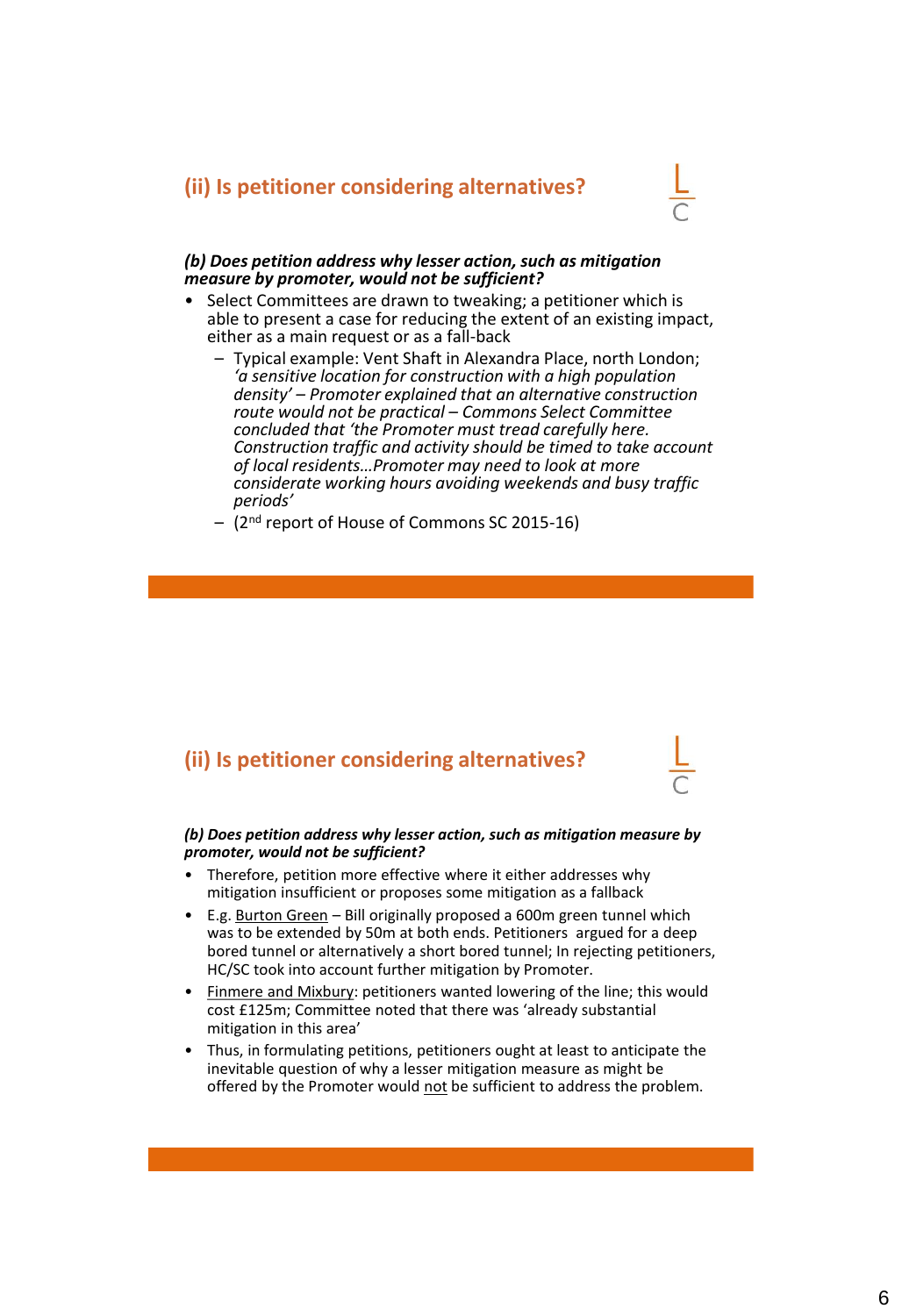## (ii) Is petitioner considering alternatives?

***(b) Does petition address why lesser action, such as mitigation measure by promoter, would not be sufficient?***

- Select Committees are drawn to tweaking; a petitioner which is able to present a case for reducing the extent of an existing impact, either as a main request or as a fall-back
  - Typical example: Vent Shaft in Alexandra Place, north London; *'a sensitive location for construction with a high population density' – Promoter explained that an alternative construction route would not be practical – Commons Select Committee concluded that 'the Promoter must tread carefully here. Construction traffic and activity should be timed to take account of local residents…Promoter may need to look at more considerate working hours avoiding weekends and busy traffic periods'*
  - (2nd report of House of Commons SC 2015-16)

## (ii) Is petitioner considering alternatives?

***(b) Does petition address why lesser action, such as mitigation measure by promoter, would not be sufficient?***

- Therefore, petition more effective where it either addresses why mitigation insufficient or proposes some mitigation as a fallback
- E.g. <u>Burton Green</u> – Bill originally proposed a 600m green tunnel which was to be extended by 50m at both ends. Petitioners argued for a deep bored tunnel or alternatively a short bored tunnel; In rejecting petitioners, HC/SC took into account further mitigation by Promoter.
- <u>Finmere and Mixbury</u>: petitioners wanted lowering of the line; this would cost £125m; Committee noted that there was 'already substantial mitigation in this area'
- Thus, in formulating petitions, petitioners ought at least to anticipate the inevitable question of why a lesser mitigation measure as might be offered by the Promoter would <u>not</u> be sufficient to address the problem.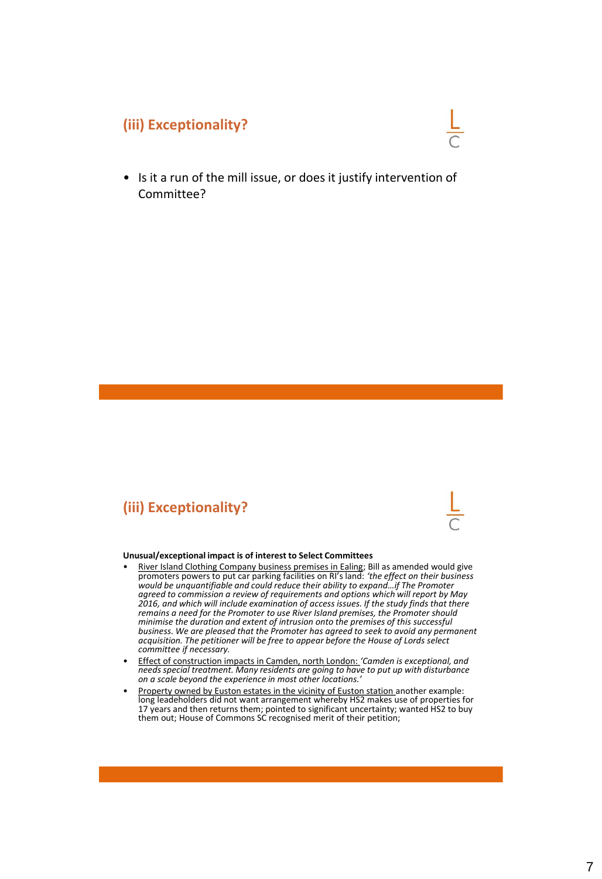## (iii) Exceptionality?

- Is it a run of the mill issue, or does it justify intervention of Committee?

## (iii) Exceptionality?

**Unusual/exceptional impact is of interest to Select Committees**

- River Island Clothing Company business premises in Ealing; Bill as amended would give promoters powers to put car parking facilities on RI's land: *'the effect on their business would be unquantifiable and could reduce their ability to expand…if The Promoter agreed to commission a review of requirements and options which will report by May 2016, and which will include examination of access issues. If the study finds that there remains a need for the Promoter to use River Island premises, the Promoter should minimise the duration and extent of intrusion onto the premises of this successful business. We are pleased that the Promoter has agreed to seek to avoid any permanent acquisition. The petitioner will be free to appear before the House of Lords select committee if necessary.*
- Effect of construction impacts in Camden, north London: *'Camden is exceptional, and needs special treatment. Many residents are going to have to put up with disturbance on a scale beyond the experience in most other locations.'*
- Property owned by Euston estates in the vicinity of Euston station another example: long leadeholders did not want arrangement whereby HS2 makes use of properties for 17 years and then returns them; pointed to significant uncertainty; wanted HS2 to buy them out; House of Commons SC recognised merit of their petition;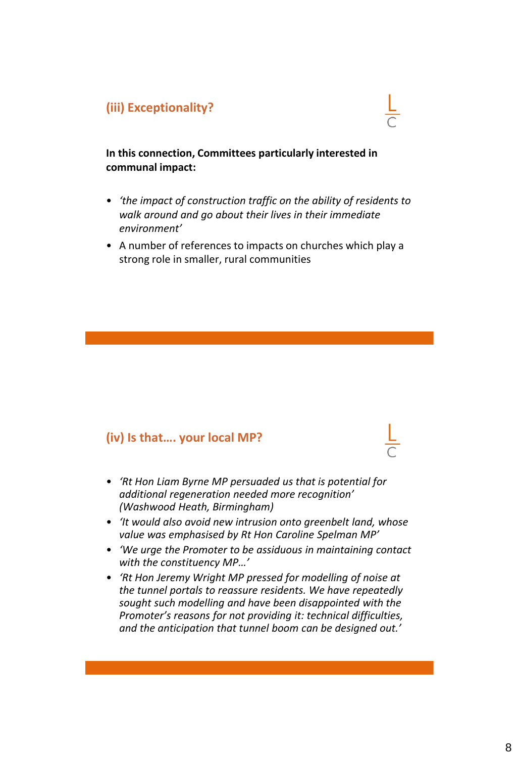## (iii) Exceptionality?

**In this connection, Committees particularly interested in communal impact:**

- *'the impact of construction traffic on the ability of residents to walk around and go about their lives in their immediate environment'*
- A number of references to impacts on churches which play a strong role in smaller, rural communities

## (iv) Is that…. your local MP?

- *'Rt Hon Liam Byrne MP persuaded us that is potential for additional regeneration needed more recognition' (Washwood Heath, Birmingham)*
- *'It would also avoid new intrusion onto greenbelt land, whose value was emphasised by Rt Hon Caroline Spelman MP'*
- *'We urge the Promoter to be assiduous in maintaining contact with the constituency MP…'*
- *'Rt Hon Jeremy Wright MP pressed for modelling of noise at the tunnel portals to reassure residents. We have repeatedly sought such modelling and have been disappointed with the Promoter's reasons for not providing it: technical difficulties, and the anticipation that tunnel boom can be designed out.'*